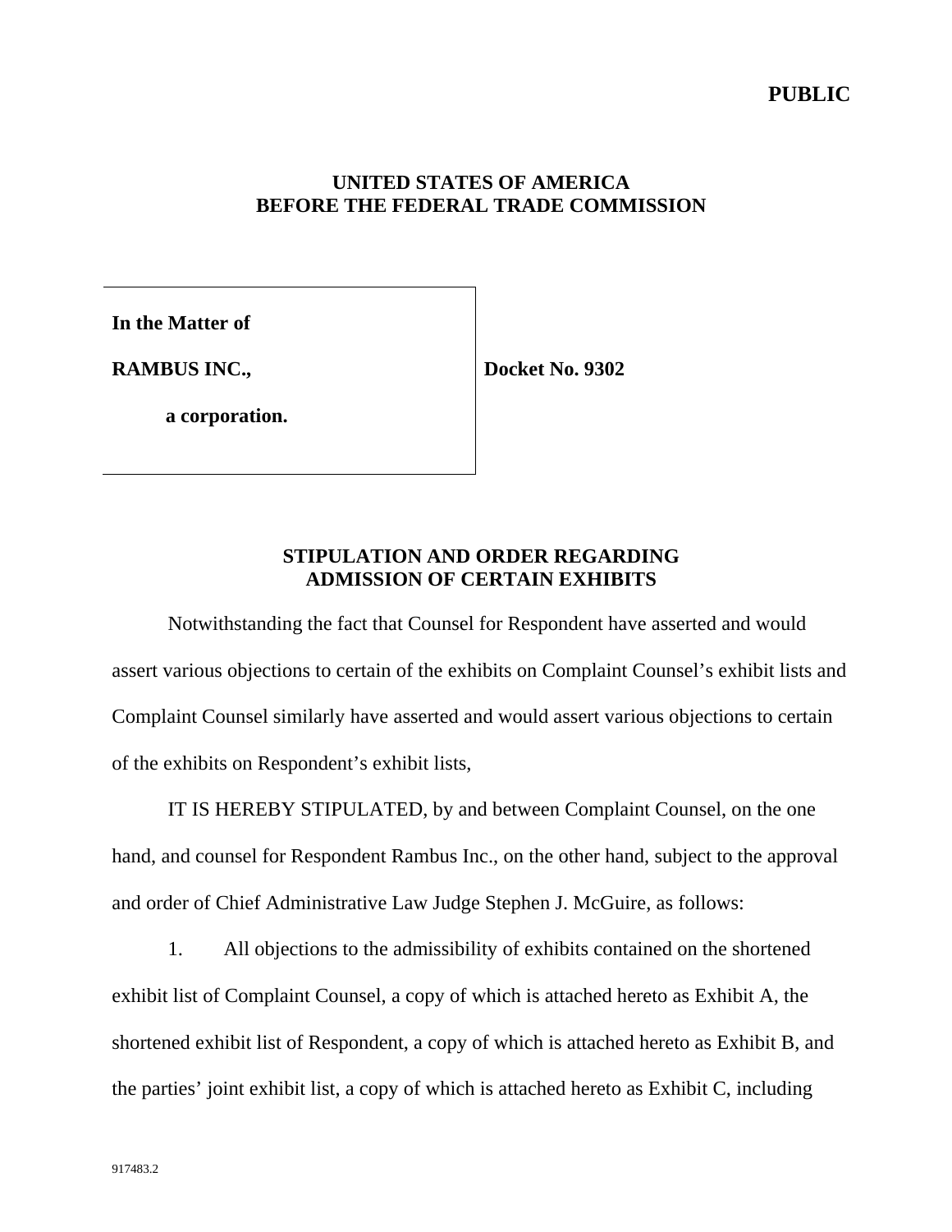**PUBLIC**

**UNITED STATES OF AMERICA**
**BEFORE THE FEDERAL TRADE COMMISSION**

| | |
|---|---|
| **In the Matter of** <br><br> **RAMBUS INC.,** <br><br> **a corporation.** | **Docket No. 9302** |

**STIPULATION AND ORDER REGARDING ADMISSION OF CERTAIN EXHIBITS**

Notwithstanding the fact that Counsel for Respondent have asserted and would assert various objections to certain of the exhibits on Complaint Counsel's exhibit lists and Complaint Counsel similarly have asserted and would assert various objections to certain of the exhibits on Respondent's exhibit lists,

IT IS HEREBY STIPULATED, by and between Complaint Counsel, on the one hand, and counsel for Respondent Rambus Inc., on the other hand, subject to the approval and order of Chief Administrative Law Judge Stephen J. McGuire, as follows:

1. All objections to the admissibility of exhibits contained on the shortened exhibit list of Complaint Counsel, a copy of which is attached hereto as Exhibit A, the shortened exhibit list of Respondent, a copy of which is attached hereto as Exhibit B, and the parties' joint exhibit list, a copy of which is attached hereto as Exhibit C, including

917483.2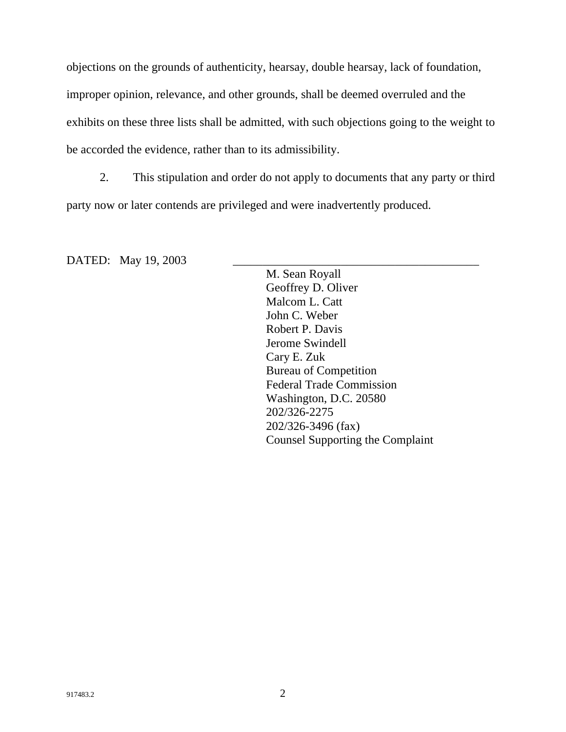objections on the grounds of authenticity, hearsay, double hearsay, lack of foundation, improper opinion, relevance, and other grounds, shall be deemed overruled and the exhibits on these three lists shall be admitted, with such objections going to the weight to be accorded the evidence, rather than to its admissibility.

2. This stipulation and order do not apply to documents that any party or third party now or later contends are privileged and were inadvertently produced.

DATED: May 19, 2003

\_\_\_\_\_\_\_\_\_\_\_\_\_\_\_\_\_\_\_\_\_\_\_\_\_\_\_\_\_\_\_\_\_\_\_\_\_\_\_\_

M. Sean Royall
Geoffrey D. Oliver
Malcom L. Catt
John C. Weber
Robert P. Davis
Jerome Swindell
Cary E. Zuk
Bureau of Competition
Federal Trade Commission
Washington, D.C. 20580
202/326-2275
202/326-3496 (fax)
Counsel Supporting the Complaint

917483.2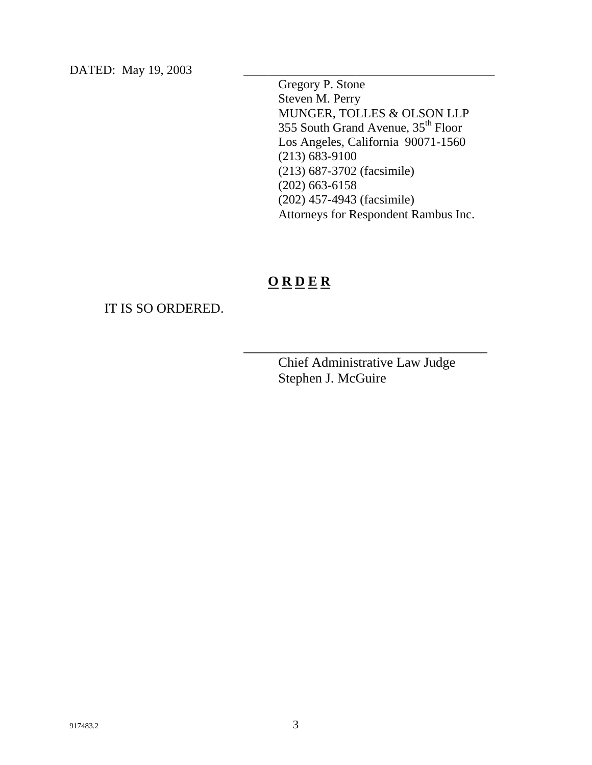DATED: May 19, 2003 \_\_\_\_\_\_\_\_\_\_\_\_\_\_\_\_\_\_\_\_\_\_\_\_\_\_\_\_\_\_\_\_\_\_\_\_\_\_\_

Gregory P. Stone
Steven M. Perry
MUNGER, TOLLES & OLSON LLP
355 South Grand Avenue, 35th Floor
Los Angeles, California 90071-1560
(213) 683-9100
(213) 687-3702 (facsimile)
(202) 663-6158
(202) 457-4943 (facsimile)
Attorneys for Respondent Rambus Inc.

## **O R D E R**

IT IS SO ORDERED.

\_\_\_\_\_\_\_\_\_\_\_\_\_\_\_\_\_\_\_\_\_\_\_\_\_\_\_\_\_\_\_\_\_\_\_\_\_\_\_

Chief Administrative Law Judge
Stephen J. McGuire

917483.2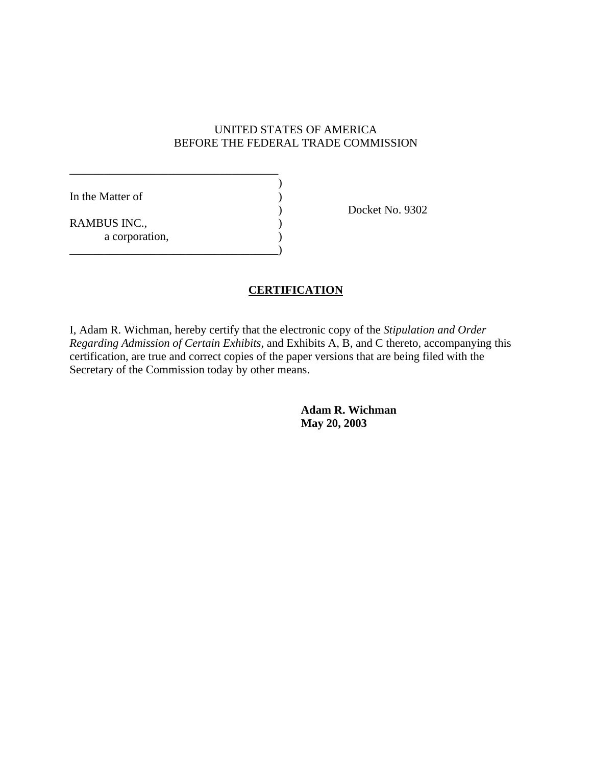UNITED STATES OF AMERICA
BEFORE THE FEDERAL TRADE COMMISSION

| | | |
|---|---|---|
| In the Matter of<br><br>RAMBUS INC.,<br>a corporation, | ) | Docket No. 9302 |

**CERTIFICATION**

I, Adam R. Wichman, hereby certify that the electronic copy of the *Stipulation and Order Regarding Admission of Certain Exhibits*, and Exhibits A, B, and C thereto, accompanying this certification, are true and correct copies of the paper versions that are being filed with the Secretary of the Commission today by other means.

**Adam R. Wichman**
**May 20, 2003**